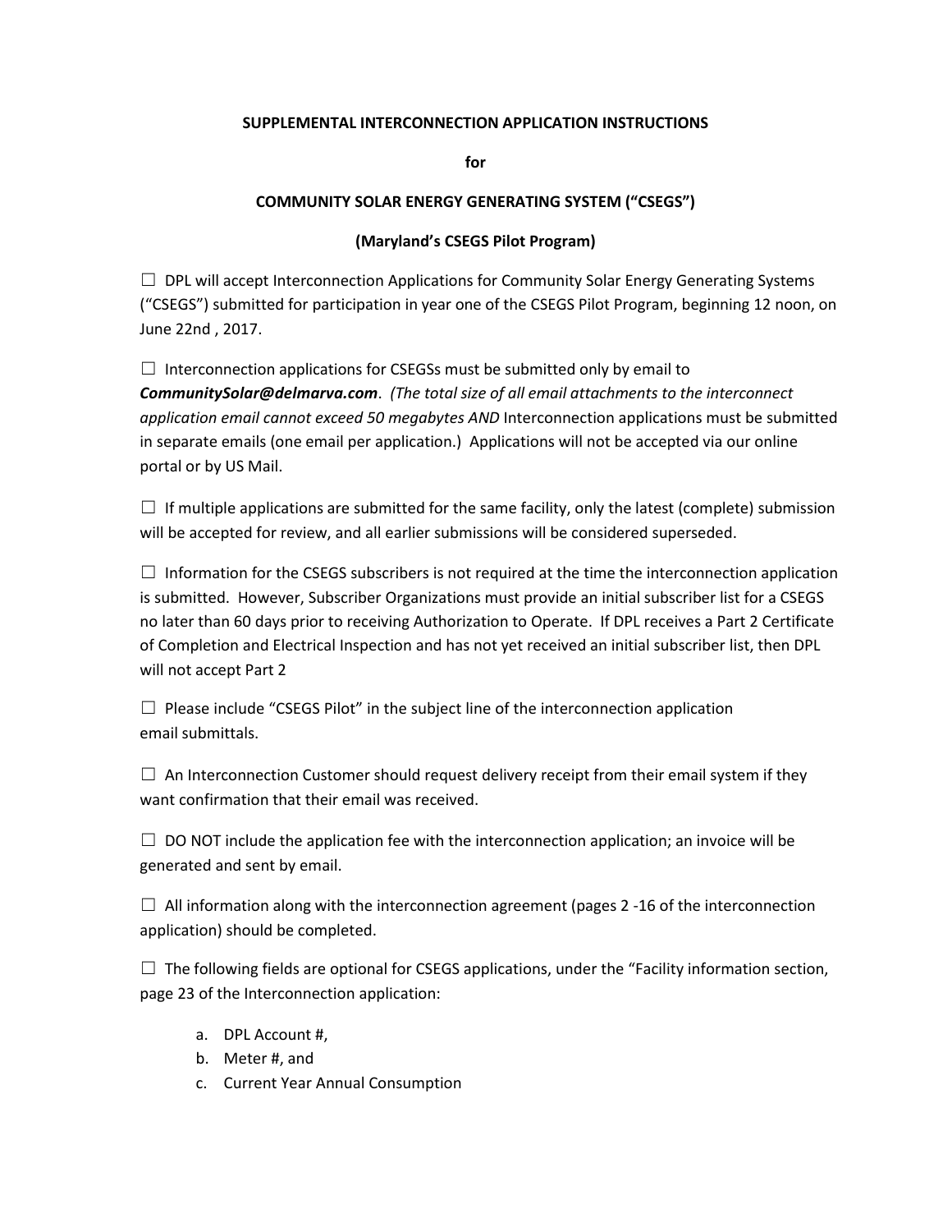**SUPPLEMENTAL INTERCONNECTION APPLICATION INSTRUCTIONS**

**for**

**COMMUNITY SOLAR ENERGY GENERATING SYSTEM ("CSEGS")**

**(Maryland's CSEGS Pilot Program)**

☐ DPL will accept Interconnection Applications for Community Solar Energy Generating Systems ("CSEGS") submitted for participation in year one of the CSEGS Pilot Program, beginning 12 noon, on June 22nd , 2017.

☐ Interconnection applications for CSEGSs must be submitted only by email to ***CommunitySolar@delmarva.com***. *(The total size of all email attachments to the interconnect application email cannot exceed 50 megabytes AND* Interconnection applications must be submitted in separate emails (one email per application.) Applications will not be accepted via our online portal or by US Mail.

☐ If multiple applications are submitted for the same facility, only the latest (complete) submission will be accepted for review, and all earlier submissions will be considered superseded.

☐ Information for the CSEGS subscribers is not required at the time the interconnection application is submitted. However, Subscriber Organizations must provide an initial subscriber list for a CSEGS no later than 60 days prior to receiving Authorization to Operate. If DPL receives a Part 2 Certificate of Completion and Electrical Inspection and has not yet received an initial subscriber list, then DPL will not accept Part 2

☐ Please include "CSEGS Pilot" in the subject line of the interconnection application email submittals.

☐ An Interconnection Customer should request delivery receipt from their email system if they want confirmation that their email was received.

☐ DO NOT include the application fee with the interconnection application; an invoice will be generated and sent by email.

☐ All information along with the interconnection agreement (pages 2 -16 of the interconnection application) should be completed.

☐ The following fields are optional for CSEGS applications, under the "Facility information section, page 23 of the Interconnection application:

a. DPL Account #,
b. Meter #, and
c. Current Year Annual Consumption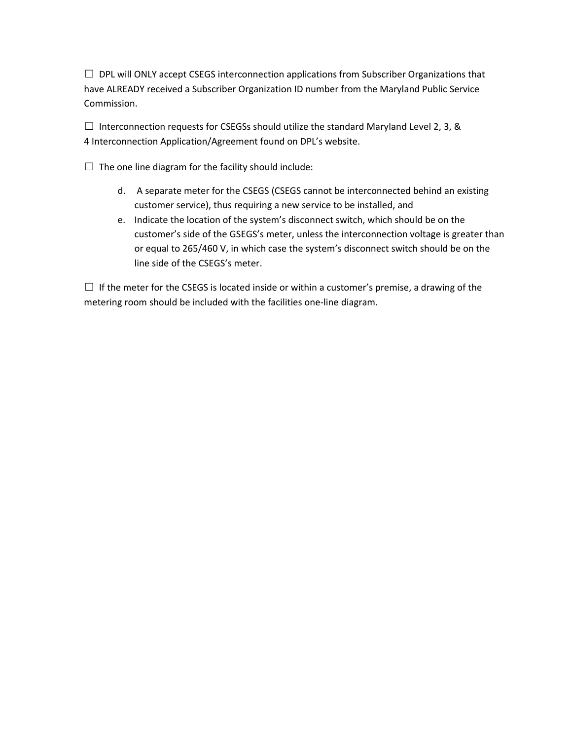☐ DPL will ONLY accept CSEGS interconnection applications from Subscriber Organizations that have ALREADY received a Subscriber Organization ID number from the Maryland Public Service Commission.

☐ Interconnection requests for CSEGSs should utilize the standard Maryland Level 2, 3, & 4 Interconnection Application/Agreement found on DPL's website.

☐ The one line diagram for the facility should include:

d. A separate meter for the CSEGS (CSEGS cannot be interconnected behind an existing customer service), thus requiring a new service to be installed, and

e. Indicate the location of the system's disconnect switch, which should be on the customer's side of the GSEGS's meter, unless the interconnection voltage is greater than or equal to 265/460 V, in which case the system's disconnect switch should be on the line side of the CSEGS's meter.

☐ If the meter for the CSEGS is located inside or within a customer's premise, a drawing of the metering room should be included with the facilities one-line diagram.